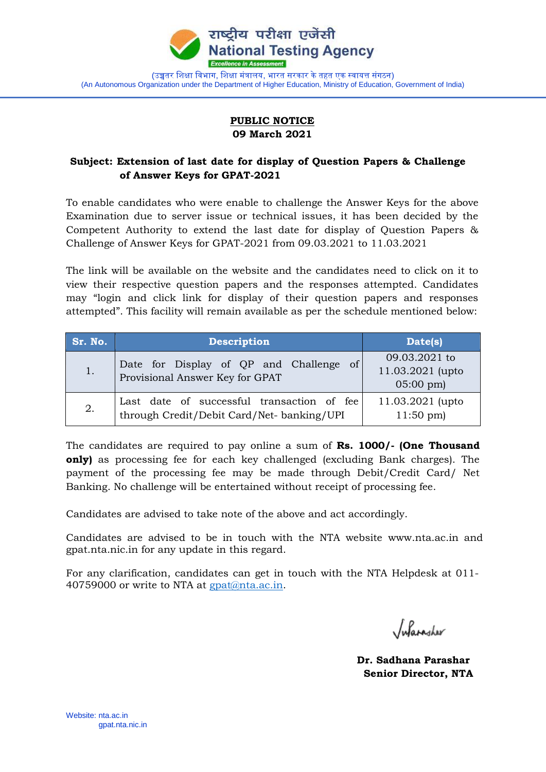राष्ट्रीय परीक्षा एजेंसी
National Testing Agency
Excellence in Assessment

(उच्चतर शिक्षा विभाग, शिक्षा मंत्रालय, भारत सरकार के तहत एक स्वायत्त संगठन)
(An Autonomous Organization under the Department of Higher Education, Ministry of Education, Government of India)

**PUBLIC NOTICE**
**09 March 2021**

**Subject: Extension of last date for display of Question Papers & Challenge of Answer Keys for GPAT-2021**

To enable candidates who were enable to challenge the Answer Keys for the above Examination due to server issue or technical issues, it has been decided by the Competent Authority to extend the last date for display of Question Papers & Challenge of Answer Keys for GPAT-2021 from 09.03.2021 to 11.03.2021

The link will be available on the website and the candidates need to click on it to view their respective question papers and the responses attempted. Candidates may "login and click link for display of their question papers and responses attempted". This facility will remain available as per the schedule mentioned below:

| Sr. No. | Description | Date(s) |
|---|---|---|
| 1. | Date for Display of QP and Challenge of Provisional Answer Key for GPAT | 09.03.2021 to 11.03.2021 (upto 05:00 pm) |
| 2. | Last date of successful transaction of fee through Credit/Debit Card/Net- banking/UPI | 11.03.2021 (upto 11:50 pm) |

The candidates are required to pay online a sum of **Rs. 1000/- (One Thousand only)** as processing fee for each key challenged (excluding Bank charges). The payment of the processing fee may be made through Debit/Credit Card/ Net Banking. No challenge will be entertained without receipt of processing fee.

Candidates are advised to take note of the above and act accordingly.

Candidates are advised to be in touch with the NTA website www.nta.ac.in and gpat.nta.nic.in for any update in this regard.

For any clarification, candidates can get in touch with the NTA Helpdesk at 011-40759000 or write to NTA at gpat@nta.ac.in.

**Dr. Sadhana Parashar**
**Senior Director, NTA**

Website: nta.ac.in
gpat.nta.nic.in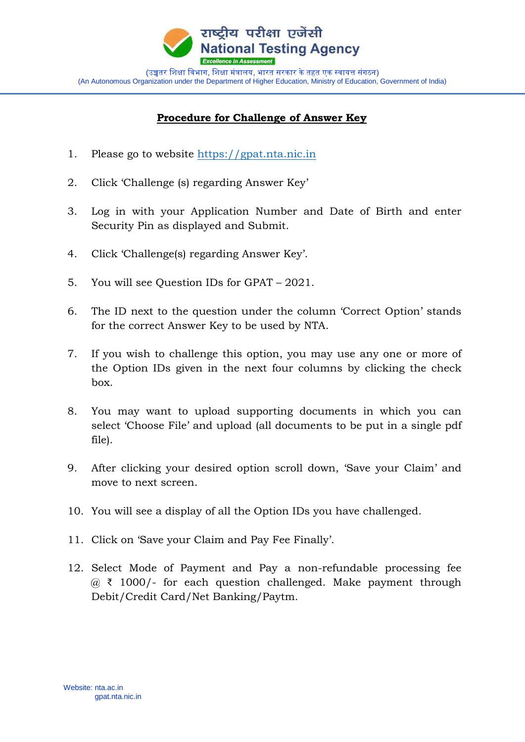राष्ट्रीय परीक्षा एजेंसी
National Testing Agency
Excellence in Assessment
(उच्चतर शिक्षा विभाग, शिक्षा मंत्रालय, भारत सरकार के तहत एक स्वायत्त संगठन)
(An Autonomous Organization under the Department of Higher Education, Ministry of Education, Government of India)

## Procedure for Challenge of Answer Key

1. Please go to website https://gpat.nta.nic.in
2. Click 'Challenge (s) regarding Answer Key'
3. Log in with your Application Number and Date of Birth and enter Security Pin as displayed and Submit.
4. Click 'Challenge(s) regarding Answer Key'.
5. You will see Question IDs for GPAT – 2021.
6. The ID next to the question under the column 'Correct Option' stands for the correct Answer Key to be used by NTA.
7. If you wish to challenge this option, you may use any one or more of the Option IDs given in the next four columns by clicking the check box.
8. You may want to upload supporting documents in which you can select 'Choose File' and upload (all documents to be put in a single pdf file).
9. After clicking your desired option scroll down, 'Save your Claim' and move to next screen.
10. You will see a display of all the Option IDs you have challenged.
11. Click on 'Save your Claim and Pay Fee Finally'.
12. Select Mode of Payment and Pay a non-refundable processing fee @ ₹ 1000/- for each question challenged. Make payment through Debit/Credit Card/Net Banking/Paytm.

Website: nta.ac.in
gpat.nta.nic.in